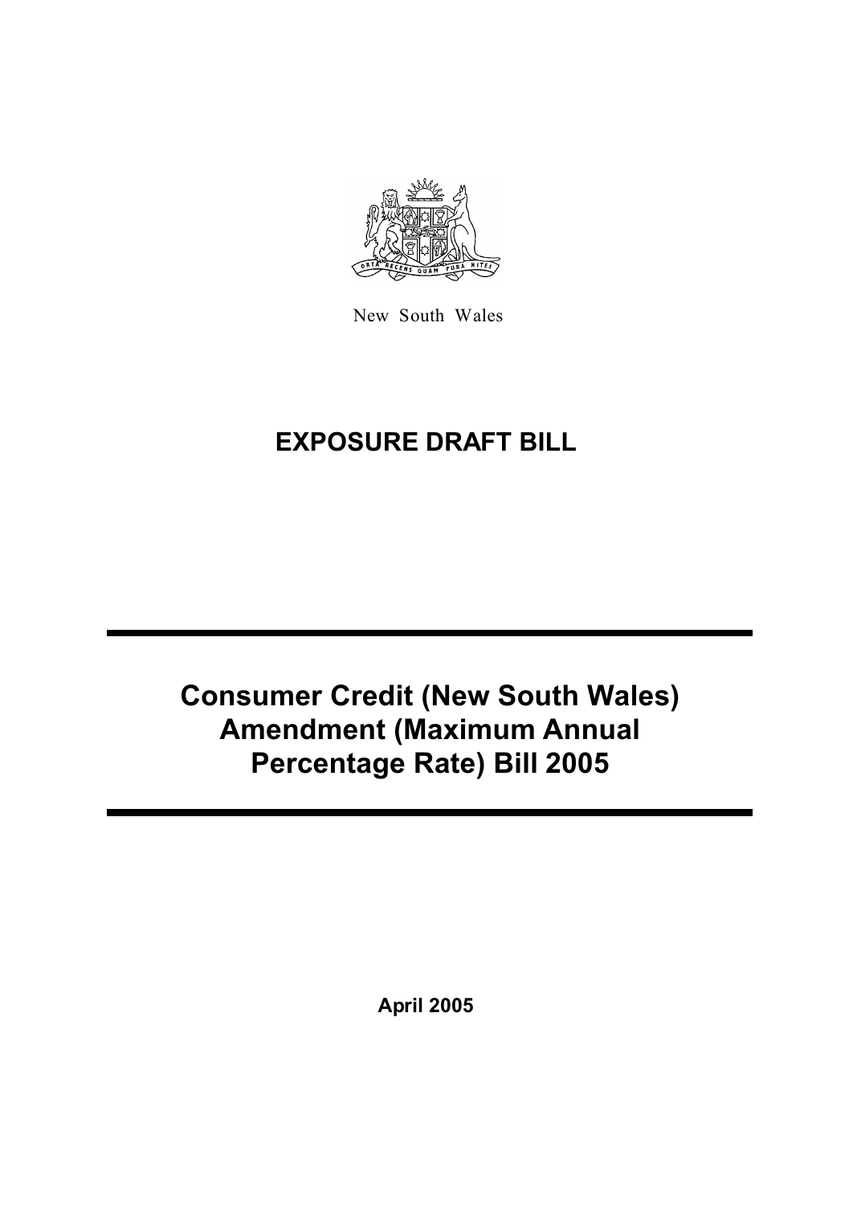New South Wales

# EXPOSURE DRAFT BILL

# Consumer Credit (New South Wales) Amendment (Maximum Annual Percentage Rate) Bill 2005

**April 2005**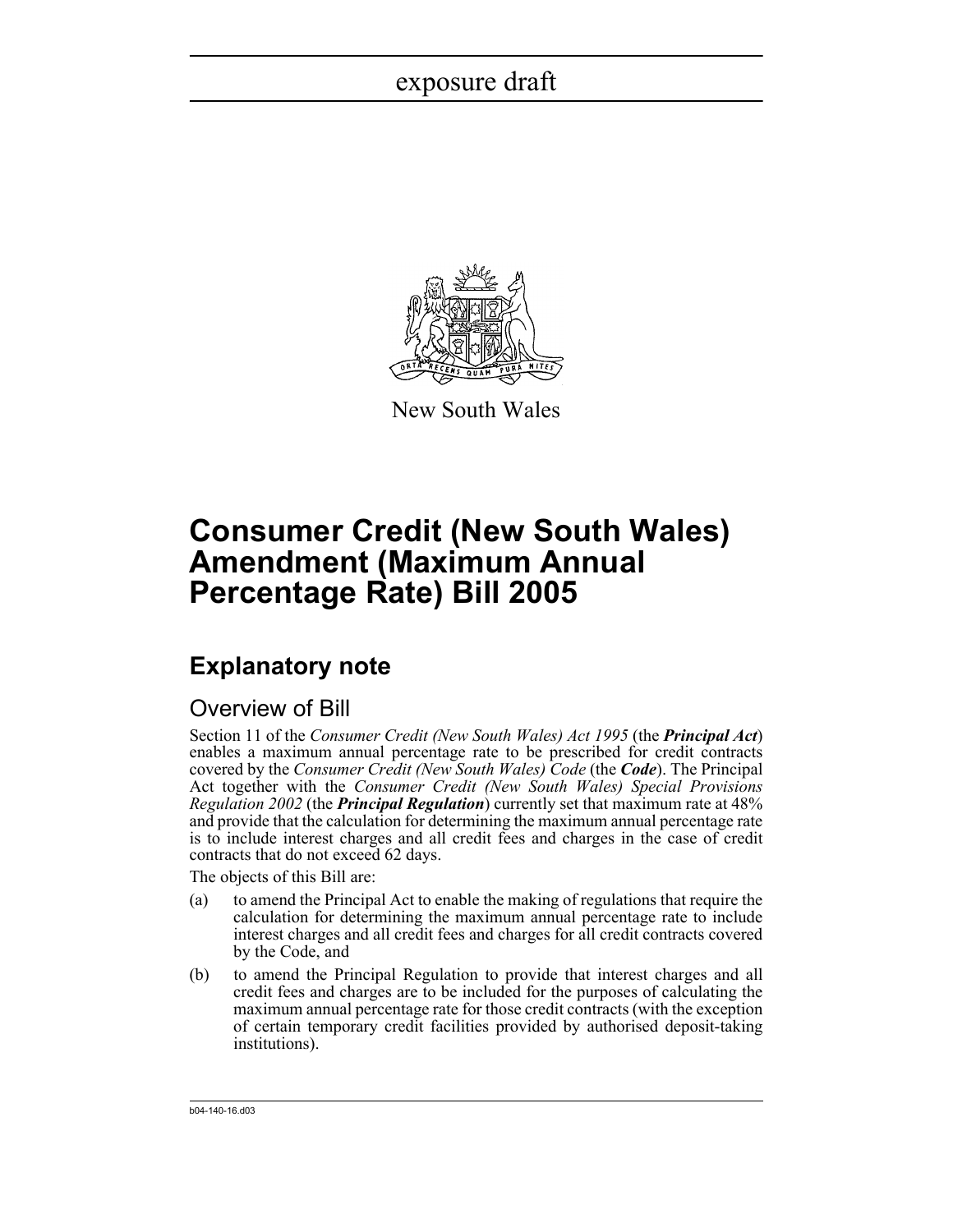exposure draft

New South Wales

# Consumer Credit (New South Wales) Amendment (Maximum Annual Percentage Rate) Bill 2005

## Explanatory note

### Overview of Bill

Section 11 of the *Consumer Credit (New South Wales) Act 1995* (the ***Principal Act***) enables a maximum annual percentage rate to be prescribed for credit contracts covered by the *Consumer Credit (New South Wales) Code* (the ***Code***). The Principal Act together with the *Consumer Credit (New South Wales) Special Provisions Regulation 2002* (the ***Principal Regulation***) currently set that maximum rate at 48% and provide that the calculation for determining the maximum annual percentage rate is to include interest charges and all credit fees and charges in the case of credit contracts that do not exceed 62 days.

The objects of this Bill are:

(a) to amend the Principal Act to enable the making of regulations that require the calculation for determining the maximum annual percentage rate to include interest charges and all credit fees and charges for all credit contracts covered by the Code, and

(b) to amend the Principal Regulation to provide that interest charges and all credit fees and charges are to be included for the purposes of calculating the maximum annual percentage rate for those credit contracts (with the exception of certain temporary credit facilities provided by authorised deposit-taking institutions).

b04-140-16.d03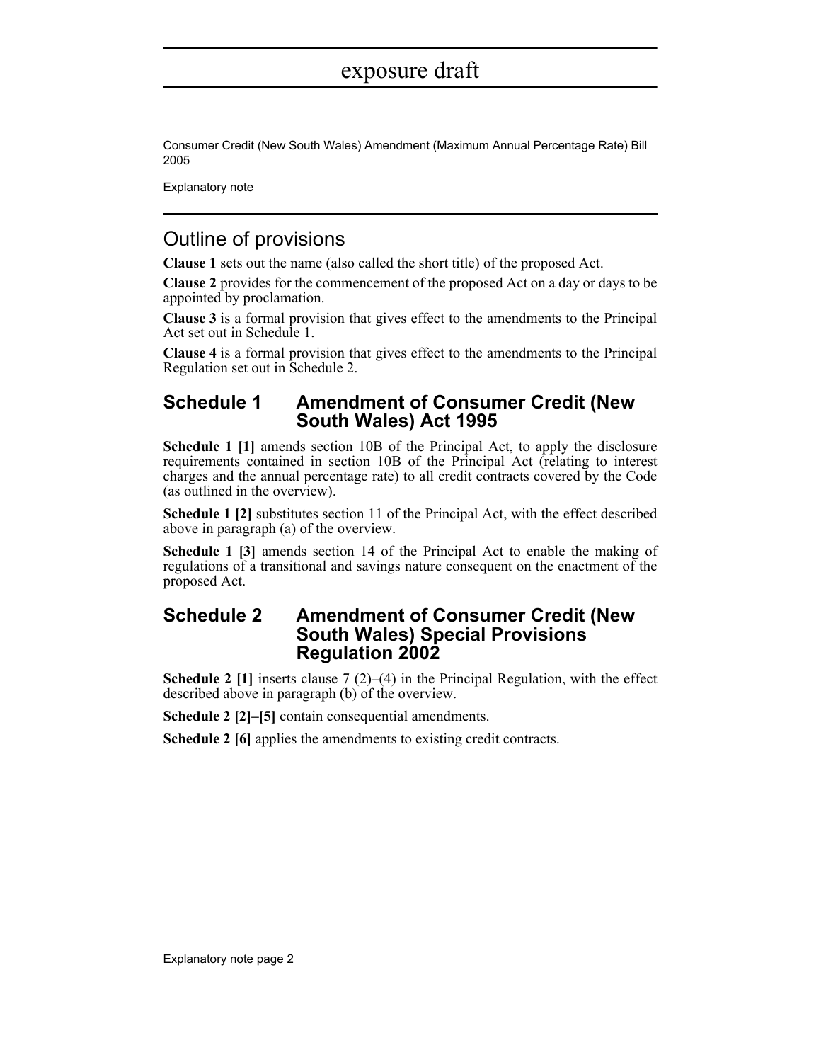Consumer Credit (New South Wales) Amendment (Maximum Annual Percentage Rate) Bill 2005

Explanatory note

## Outline of provisions

**Clause 1** sets out the name (also called the short title) of the proposed Act.

**Clause 2** provides for the commencement of the proposed Act on a day or days to be appointed by proclamation.

**Clause 3** is a formal provision that gives effect to the amendments to the Principal Act set out in Schedule 1.

**Clause 4** is a formal provision that gives effect to the amendments to the Principal Regulation set out in Schedule 2.

### Schedule 1 Amendment of Consumer Credit (New South Wales) Act 1995

**Schedule 1 [1]** amends section 10B of the Principal Act, to apply the disclosure requirements contained in section 10B of the Principal Act (relating to interest charges and the annual percentage rate) to all credit contracts covered by the Code (as outlined in the overview).

**Schedule 1 [2]** substitutes section 11 of the Principal Act, with the effect described above in paragraph (a) of the overview.

**Schedule 1 [3]** amends section 14 of the Principal Act to enable the making of regulations of a transitional and savings nature consequent on the enactment of the proposed Act.

### Schedule 2 Amendment of Consumer Credit (New South Wales) Special Provisions Regulation 2002

**Schedule 2 [1]** inserts clause 7 (2)–(4) in the Principal Regulation, with the effect described above in paragraph (b) of the overview.

**Schedule 2 [2]–[5]** contain consequential amendments.

**Schedule 2 [6]** applies the amendments to existing credit contracts.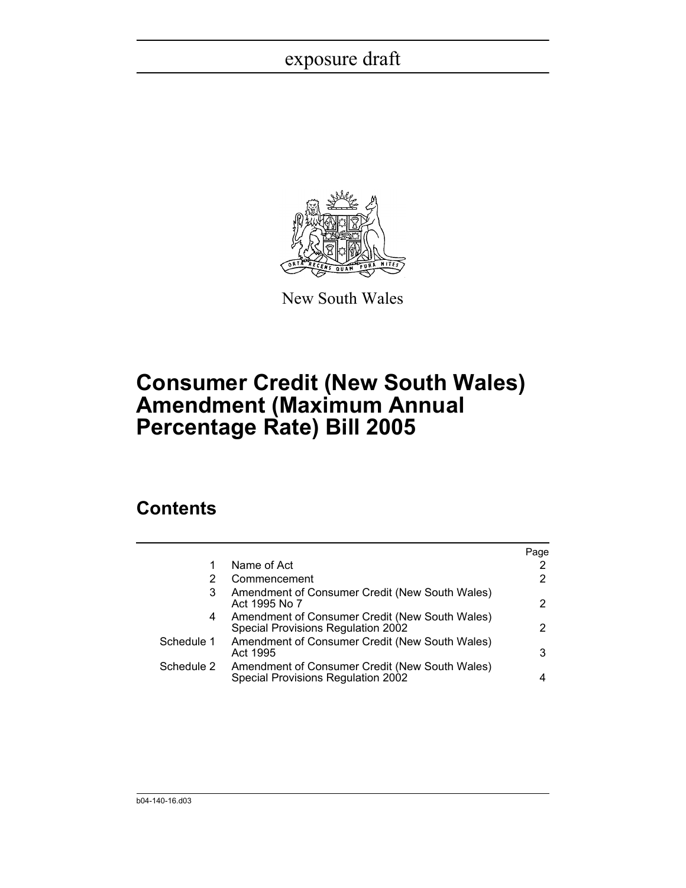exposure draft

New South Wales

# Consumer Credit (New South Wales) Amendment (Maximum Annual Percentage Rate) Bill 2005

## Contents

| | | Page |
|---|---|---|
| 1 | Name of Act | 2 |
| 2 | Commencement | 2 |
| 3 | Amendment of Consumer Credit (New South Wales) Act 1995 No 7 | 2 |
| 4 | Amendment of Consumer Credit (New South Wales) Special Provisions Regulation 2002 | 2 |
| Schedule 1 | Amendment of Consumer Credit (New South Wales) Act 1995 | 3 |
| Schedule 2 | Amendment of Consumer Credit (New South Wales) Special Provisions Regulation 2002 | 4 |

b04-140-16.d03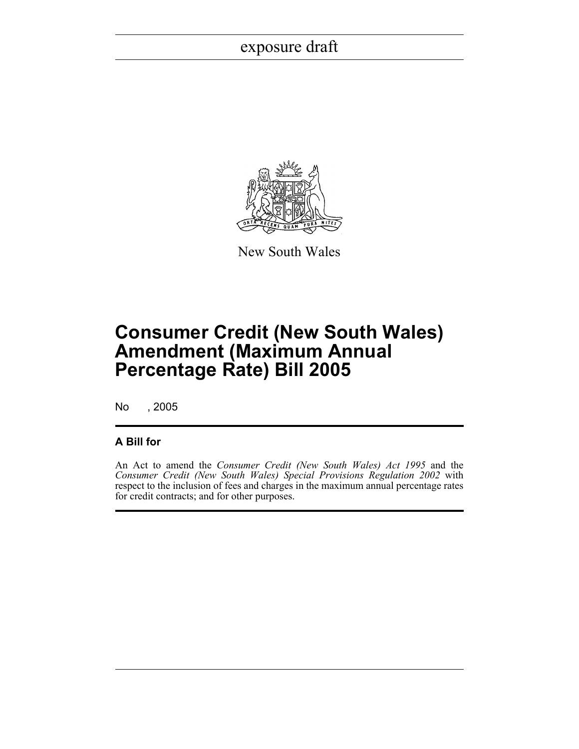exposure draft

New South Wales

# Consumer Credit (New South Wales) Amendment (Maximum Annual Percentage Rate) Bill 2005

No , 2005

## A Bill for

An Act to amend the *Consumer Credit (New South Wales) Act 1995* and the *Consumer Credit (New South Wales) Special Provisions Regulation 2002* with respect to the inclusion of fees and charges in the maximum annual percentage rates for credit contracts; and for other purposes.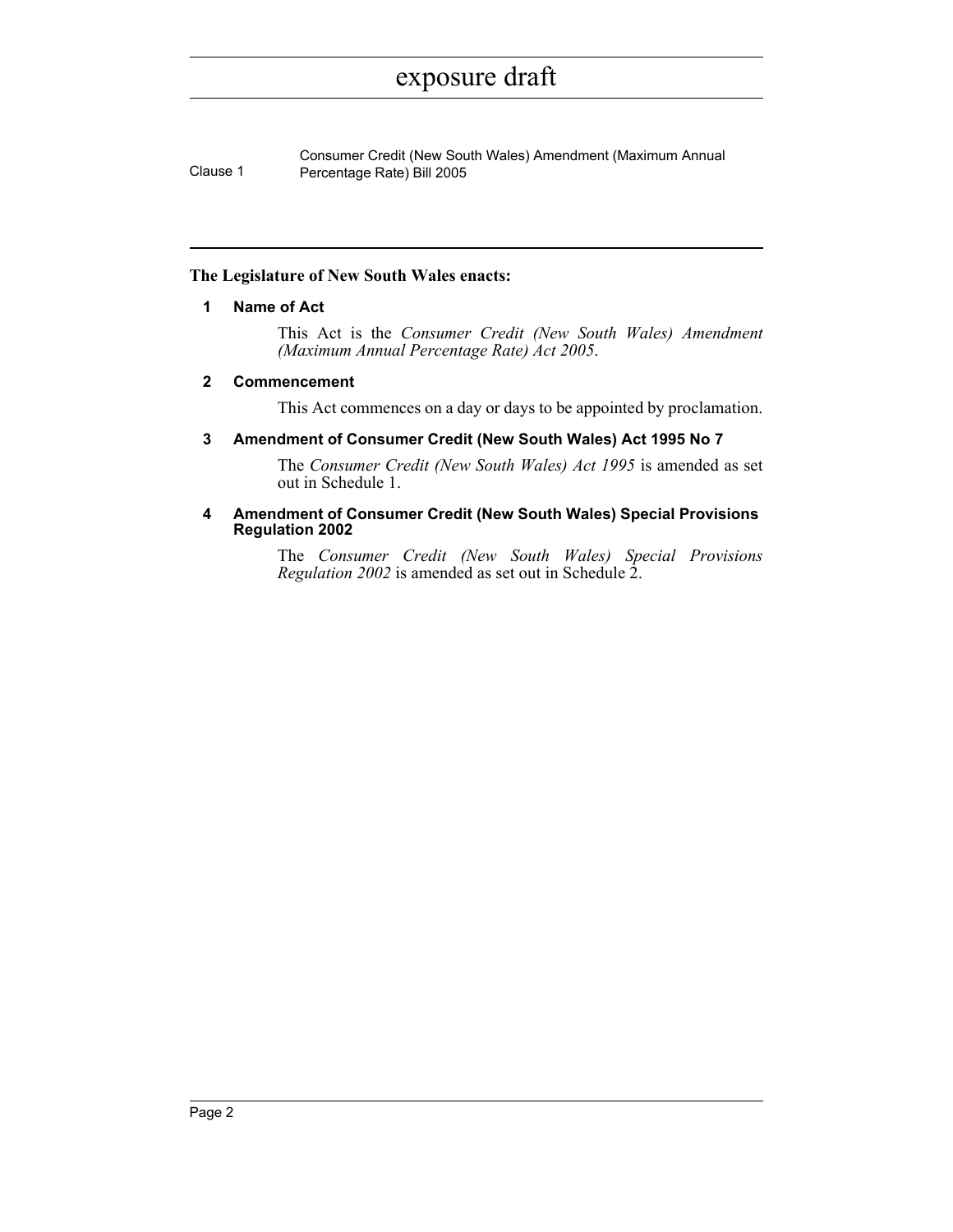**The Legislature of New South Wales enacts:**

### 1 Name of Act

This Act is the *Consumer Credit (New South Wales) Amendment (Maximum Annual Percentage Rate) Act 2005*.

### 2 Commencement

This Act commences on a day or days to be appointed by proclamation.

### 3 Amendment of Consumer Credit (New South Wales) Act 1995 No 7

The *Consumer Credit (New South Wales) Act 1995* is amended as set out in Schedule 1.

### 4 Amendment of Consumer Credit (New South Wales) Special Provisions Regulation 2002

The *Consumer Credit (New South Wales) Special Provisions Regulation 2002* is amended as set out in Schedule 2.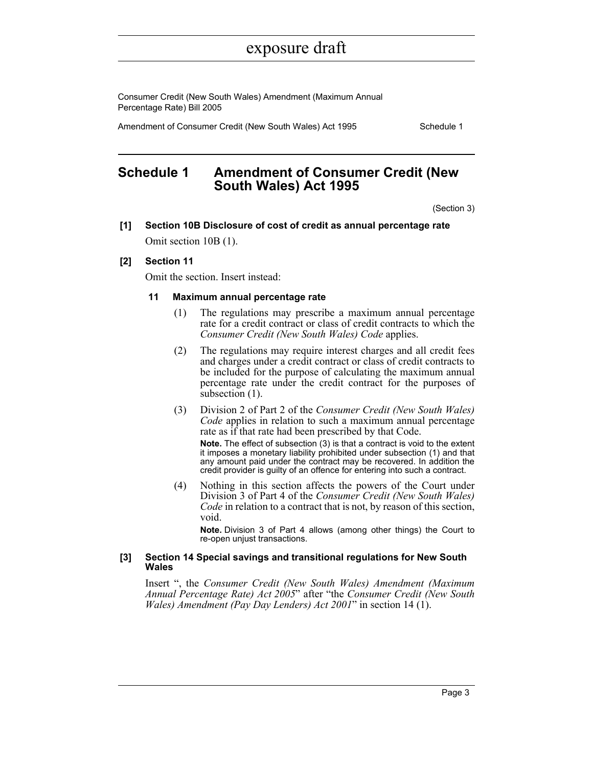# Schedule 1 Amendment of Consumer Credit (New South Wales) Act 1995

(Section 3)

**[1] Section 10B Disclosure of cost of credit as annual percentage rate**

Omit section 10B (1).

**[2] Section 11**

Omit the section. Insert instead:

**11 Maximum annual percentage rate**

(1) The regulations may prescribe a maximum annual percentage rate for a credit contract or class of credit contracts to which the *Consumer Credit (New South Wales) Code* applies.

(2) The regulations may require interest charges and all credit fees and charges under a credit contract or class of credit contracts to be included for the purpose of calculating the maximum annual percentage rate under the credit contract for the purposes of subsection (1).

(3) Division 2 of Part 2 of the *Consumer Credit (New South Wales) Code* applies in relation to such a maximum annual percentage rate as if that rate had been prescribed by that Code.

**Note.** The effect of subsection (3) is that a contract is void to the extent it imposes a monetary liability prohibited under subsection (1) and that any amount paid under the contract may be recovered. In addition the credit provider is guilty of an offence for entering into such a contract.

(4) Nothing in this section affects the powers of the Court under Division 3 of Part 4 of the *Consumer Credit (New South Wales) Code* in relation to a contract that is not, by reason of this section, void.

**Note.** Division 3 of Part 4 allows (among other things) the Court to re-open unjust transactions.

**[3] Section 14 Special savings and transitional regulations for New South Wales**

Insert ", the *Consumer Credit (New South Wales) Amendment (Maximum Annual Percentage Rate) Act 2005*" after "the *Consumer Credit (New South Wales) Amendment (Pay Day Lenders) Act 2001*" in section 14 (1).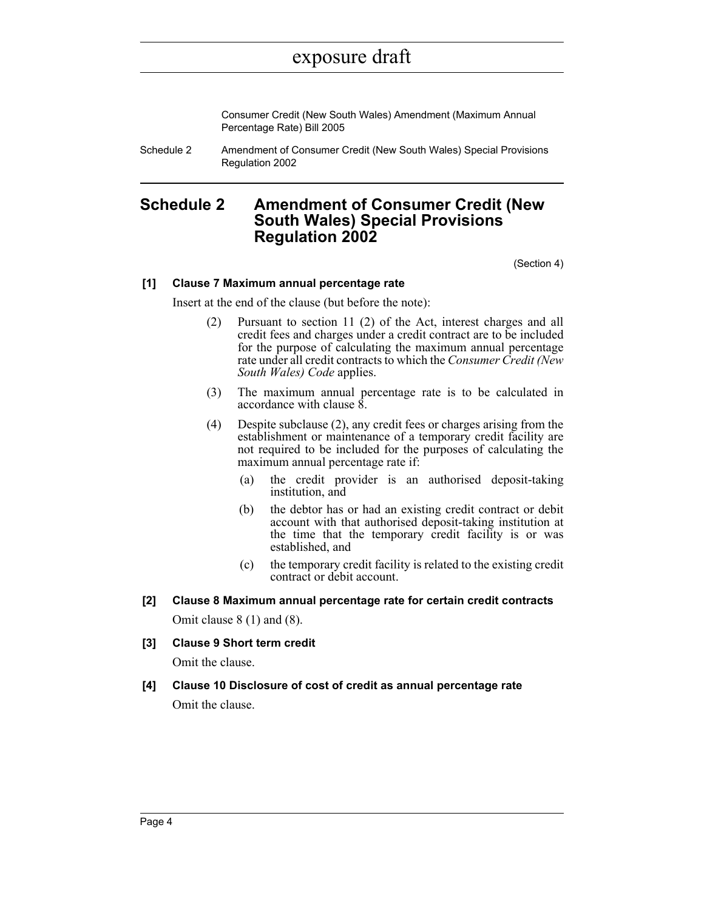## Schedule 2 Amendment of Consumer Credit (New South Wales) Special Provisions Regulation 2002

(Section 4)

**[1] Clause 7 Maximum annual percentage rate**

Insert at the end of the clause (but before the note):

(2) Pursuant to section 11 (2) of the Act, interest charges and all credit fees and charges under a credit contract are to be included for the purpose of calculating the maximum annual percentage rate under all credit contracts to which the *Consumer Credit (New South Wales) Code* applies.

(3) The maximum annual percentage rate is to be calculated in accordance with clause 8.

(4) Despite subclause (2), any credit fees or charges arising from the establishment or maintenance of a temporary credit facility are not required to be included for the purposes of calculating the maximum annual percentage rate if:

(a) the credit provider is an authorised deposit-taking institution, and

(b) the debtor has or had an existing credit contract or debit account with that authorised deposit-taking institution at the time that the temporary credit facility is or was established, and

(c) the temporary credit facility is related to the existing credit contract or debit account.

**[2] Clause 8 Maximum annual percentage rate for certain credit contracts**

Omit clause 8 (1) and (8).

**[3] Clause 9 Short term credit**

Omit the clause.

**[4] Clause 10 Disclosure of cost of credit as annual percentage rate**

Omit the clause.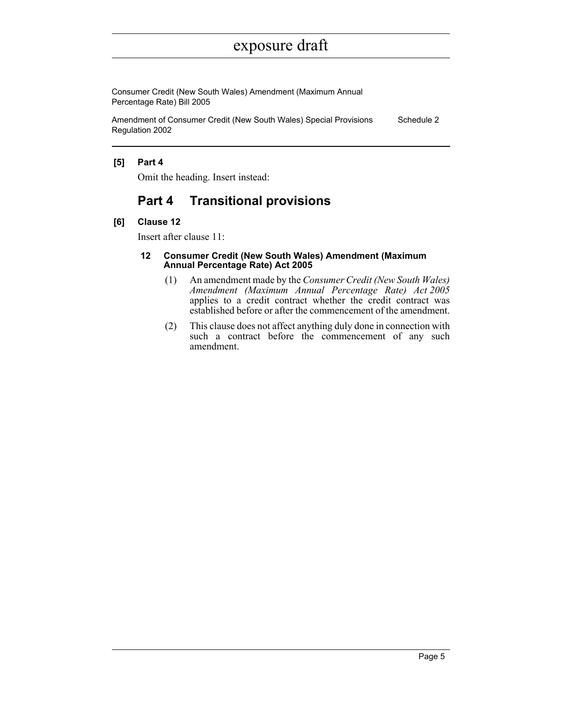**[5] Part 4**

Omit the heading. Insert instead:

## Part 4 Transitional provisions

**[6] Clause 12**

Insert after clause 11:

**12 Consumer Credit (New South Wales) Amendment (Maximum Annual Percentage Rate) Act 2005**

(1) An amendment made by the *Consumer Credit (New South Wales) Amendment (Maximum Annual Percentage Rate) Act 2005* applies to a credit contract whether the credit contract was established before or after the commencement of the amendment.

(2) This clause does not affect anything duly done in connection with such a contract before the commencement of any such amendment.